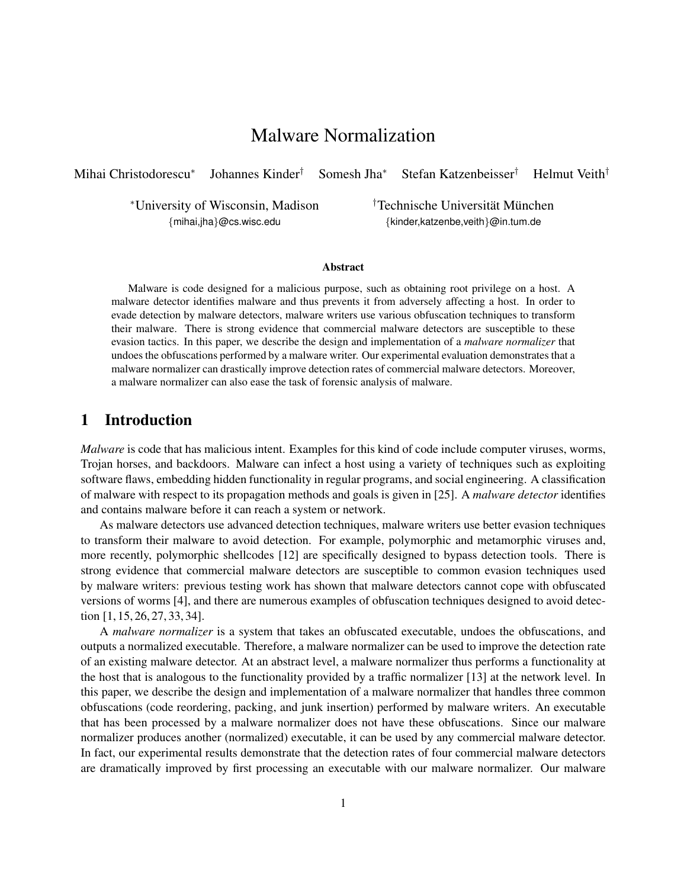# Malware Normalization

Mihai Christodorescu[*] Johannes Kinder[†] Somesh Jha[*] Stefan Katzenbeisser[†] Helmut Veith[†]

[*]University of Wisconsin, Madison
{mihai,jha}@cs.wisc.edu

[†]Technische Universität München
{kinder,katzenbe,veith}@in.tum.de

**Abstract**

Malware is code designed for a malicious purpose, such as obtaining root privilege on a host. A malware detector identifies malware and thus prevents it from adversely affecting a host. In order to evade detection by malware detectors, malware writers use various obfuscation techniques to transform their malware. There is strong evidence that commercial malware detectors are susceptible to these evasion tactics. In this paper, we describe the design and implementation of a *malware normalizer* that undoes the obfuscations performed by a malware writer. Our experimental evaluation demonstrates that a malware normalizer can drastically improve detection rates of commercial malware detectors. Moreover, a malware normalizer can also ease the task of forensic analysis of malware.

## 1 Introduction

*Malware* is code that has malicious intent. Examples for this kind of code include computer viruses, worms, Trojan horses, and backdoors. Malware can infect a host using a variety of techniques such as exploiting software flaws, embedding hidden functionality in regular programs, and social engineering. A classification of malware with respect to its propagation methods and goals is given in [25]. A *malware detector* identifies and contains malware before it can reach a system or network.

As malware detectors use advanced detection techniques, malware writers use better evasion techniques to transform their malware to avoid detection. For example, polymorphic and metamorphic viruses and, more recently, polymorphic shellcodes [12] are specifically designed to bypass detection tools. There is strong evidence that commercial malware detectors are susceptible to common evasion techniques used by malware writers: previous testing work has shown that malware detectors cannot cope with obfuscated versions of worms [4], and there are numerous examples of obfuscation techniques designed to avoid detection [1, 15, 26, 27, 33, 34].

A *malware normalizer* is a system that takes an obfuscated executable, undoes the obfuscations, and outputs a normalized executable. Therefore, a malware normalizer can be used to improve the detection rate of an existing malware detector. At an abstract level, a malware normalizer thus performs a functionality at the host that is analogous to the functionality provided by a traffic normalizer [13] at the network level. In this paper, we describe the design and implementation of a malware normalizer that handles three common obfuscations (code reordering, packing, and junk insertion) performed by malware writers. An executable that has been processed by a malware normalizer does not have these obfuscations. Since our malware normalizer produces another (normalized) executable, it can be used by any commercial malware detector. In fact, our experimental results demonstrate that the detection rates of four commercial malware detectors are dramatically improved by first processing an executable with our malware normalizer. Our malware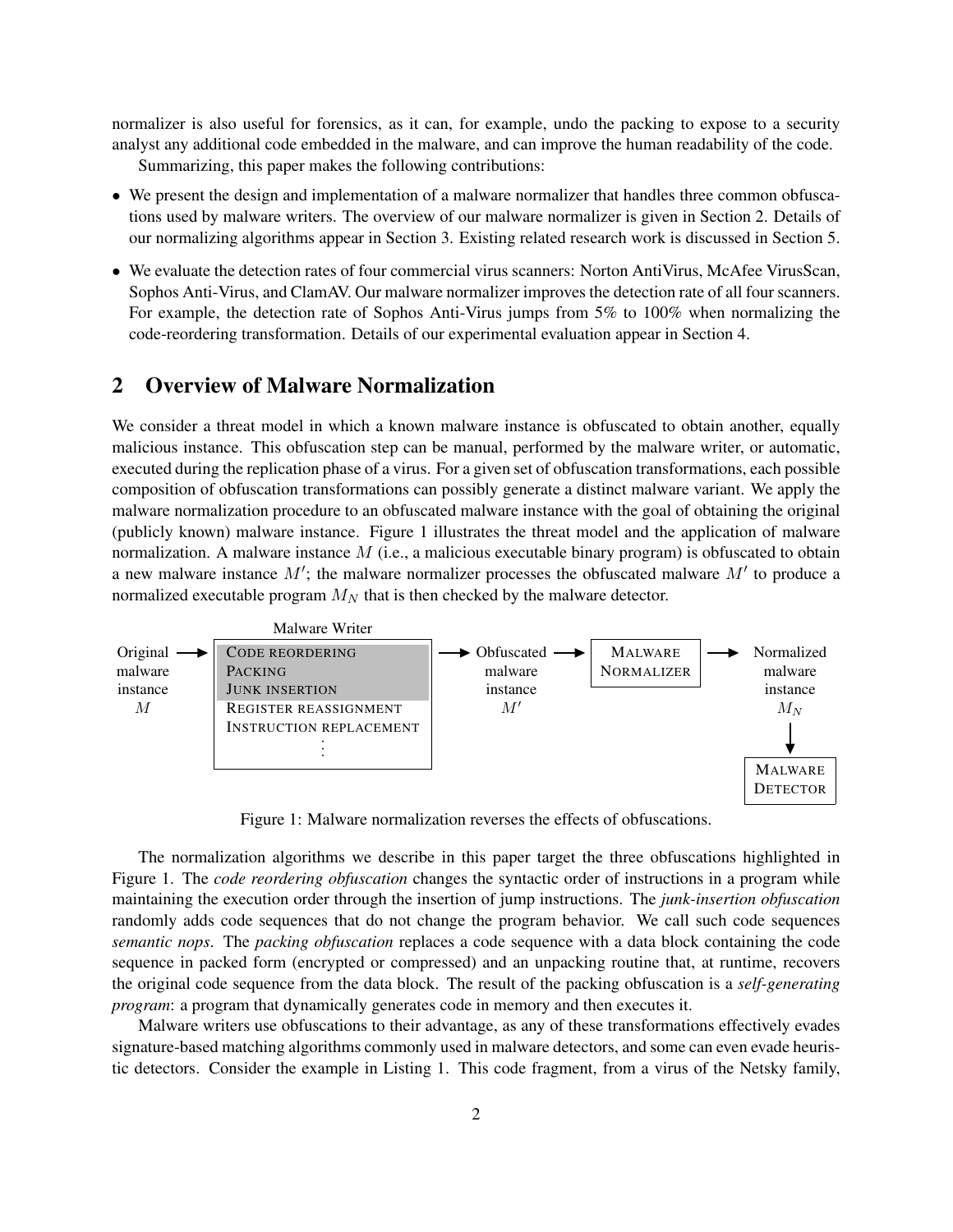normalizer is also useful for forensics, as it can, for example, undo the packing to expose to a security analyst any additional code embedded in the malware, and can improve the human readability of the code.

Summarizing, this paper makes the following contributions:

- We present the design and implementation of a malware normalizer that handles three common obfuscations used by malware writers. The overview of our malware normalizer is given in Section 2. Details of our normalizing algorithms appear in Section 3. Existing related research work is discussed in Section 5.
- We evaluate the detection rates of four commercial virus scanners: Norton AntiVirus, McAfee VirusScan, Sophos Anti-Virus, and ClamAV. Our malware normalizer improves the detection rate of all four scanners. For example, the detection rate of Sophos Anti-Virus jumps from 5% to 100% when normalizing the code-reordering transformation. Details of our experimental evaluation appear in Section 4.

## 2 Overview of Malware Normalization

We consider a threat model in which a known malware instance is obfuscated to obtain another, equally malicious instance. This obfuscation step can be manual, performed by the malware writer, or automatic, executed during the replication phase of a virus. For a given set of obfuscation transformations, each possible composition of obfuscation transformations can possibly generate a distinct malware variant. We apply the malware normalization procedure to an obfuscated malware instance with the goal of obtaining the original (publicly known) malware instance. Figure 1 illustrates the threat model and the application of malware normalization. A malware instance $M$ (i.e., a malicious executable binary program) is obfuscated to obtain a new malware instance $M'$; the malware normalizer processes the obfuscated malware $M'$ to produce a normalized executable program $M_N$ that is then checked by the malware detector.

```
                     Malware Writer
Original  --> +-------------------------+ --> Obfuscated --> +------------+ --> Normalized
malware       | CODE REORDERING         |     malware        |  MALWARE   |     malware
instance      | PACKING                 |     instance       | NORMALIZER |     instance
M             | JUNK INSERTION          |     M'             +------------+     M_N
              | REGISTER REASSIGNMENT   |                                        |
              | INSTRUCTION REPLACEMENT |                                        v
              |           ⋮             |                                  +----------+
              +-------------------------+                                  | MALWARE  |
                                                                           | DETECTOR |
                                                                           +----------+
```

Figure 1: Malware normalization reverses the effects of obfuscations.

The normalization algorithms we describe in this paper target the three obfuscations highlighted in Figure 1. The *code reordering obfuscation* changes the syntactic order of instructions in a program while maintaining the execution order through the insertion of jump instructions. The *junk-insertion obfuscation* randomly adds code sequences that do not change the program behavior. We call such code sequences *semantic nops*. The *packing obfuscation* replaces a code sequence with a data block containing the code sequence in packed form (encrypted or compressed) and an unpacking routine that, at runtime, recovers the original code sequence from the data block. The result of the packing obfuscation is a *self-generating program*: a program that dynamically generates code in memory and then executes it.

Malware writers use obfuscations to their advantage, as any of these transformations effectively evades signature-based matching algorithms commonly used in malware detectors, and some can even evade heuristic detectors. Consider the example in Listing 1. This code fragment, from a virus of the Netsky family,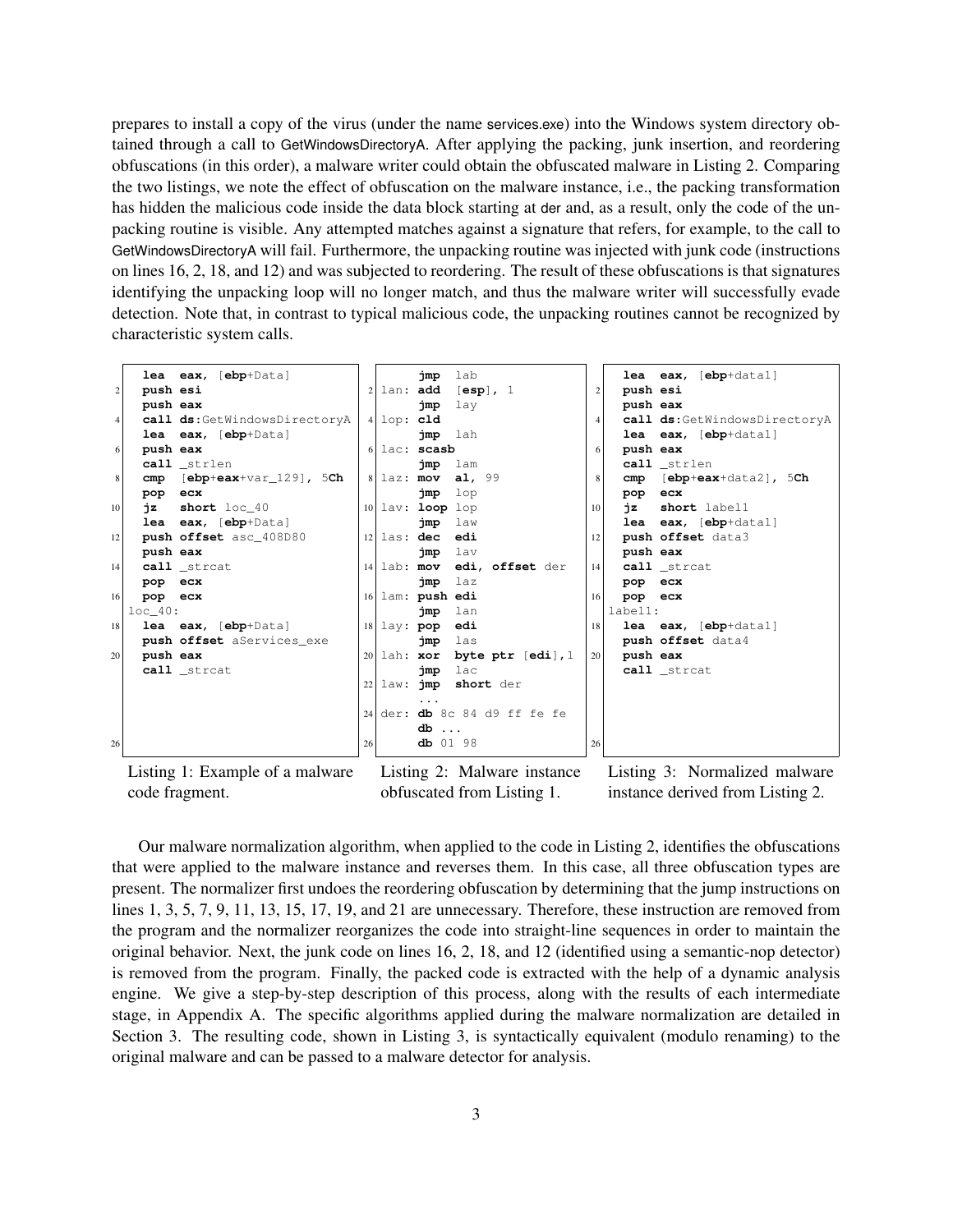prepares to install a copy of the virus (under the name services.exe) into the Windows system directory obtained through a call to GetWindowsDirectoryA. After applying the packing, junk insertion, and reordering obfuscations (in this order), a malware writer could obtain the obfuscated malware in Listing 2. Comparing the two listings, we note the effect of obfuscation on the malware instance, i.e., the packing transformation has hidden the malicious code inside the data block starting at der and, as a result, only the code of the unpacking routine is visible. Any attempted matches against a signature that refers, for example, to the call to GetWindowsDirectoryA will fail. Furthermore, the unpacking routine was injected with junk code (instructions on lines 16, 2, 18, and 12) and was subjected to reordering. The result of these obfuscations is that signatures identifying the unpacking loop will no longer match, and thus the malware writer will successfully evade detection. Note that, in contrast to typical malicious code, the unpacking routines cannot be recognized by characteristic system calls.

```
    lea  eax, [ebp+Data]
    push esi
    push eax
    call ds:GetWindowsDirectoryA
    lea  eax, [ebp+Data]
    push eax
    call _strlen
    cmp  [ebp+eax+var_129], 5Ch
    pop  ecx
    jz   short loc_40
    lea  eax, [ebp+Data]
    push offset asc_408D80
    push eax
    call _strcat
    pop  ecx
    pop  ecx
loc_40:
    lea  eax, [ebp+Data]
    push offset aServices_exe
    push eax
    call _strcat
```

Listing 1: Example of a malware code fragment.

```
     jmp  lab
lan: add  [esp], 1
     jmp  lay
lop: cld
     jmp  lah
lac: scasb
     jmp  lam
laz: mov  al, 99
     jmp  lop
lav: loop lop
     jmp  law
las: dec  edi
     jmp  lav
lab: mov  edi, offset der
     jmp  laz
lam: push edi
     jmp  lan
lay: pop  edi
     jmp  las
lah: xor  byte ptr [edi],1
     jmp  lac
law: jmp  short der
     ...
der: db 8c 84 d9 ff fe fe
     db ...
     db 01 98
```

Listing 2: Malware instance obfuscated from Listing 1.

```
    lea  eax, [ebp+data1]
    push esi
    push eax
    call ds:GetWindowsDirectoryA
    lea  eax, [ebp+data1]
    push eax
    call _strlen
    cmp  [ebp+eax+data2], 5Ch
    pop  ecx
    jz   short label1
    lea  eax, [ebp+data1]
    push offset data3
    push eax
    call _strcat
    pop  ecx
    pop  ecx
label1:
    lea  eax, [ebp+data1]
    push offset data4
    push eax
    call _strcat
```

Listing 3: Normalized malware instance derived from Listing 2.

Our malware normalization algorithm, when applied to the code in Listing 2, identifies the obfuscations that were applied to the malware instance and reverses them. In this case, all three obfuscation types are present. The normalizer first undoes the reordering obfuscation by determining that the jump instructions on lines 1, 3, 5, 7, 9, 11, 13, 15, 17, 19, and 21 are unnecessary. Therefore, these instruction are removed from the program and the normalizer reorganizes the code into straight-line sequences in order to maintain the original behavior. Next, the junk code on lines 16, 2, 18, and 12 (identified using a semantic-nop detector) is removed from the program. Finally, the packed code is extracted with the help of a dynamic analysis engine. We give a step-by-step description of this process, along with the results of each intermediate stage, in Appendix A. The specific algorithms applied during the malware normalization are detailed in Section 3. The resulting code, shown in Listing 3, is syntactically equivalent (modulo renaming) to the original malware and can be passed to a malware detector for analysis.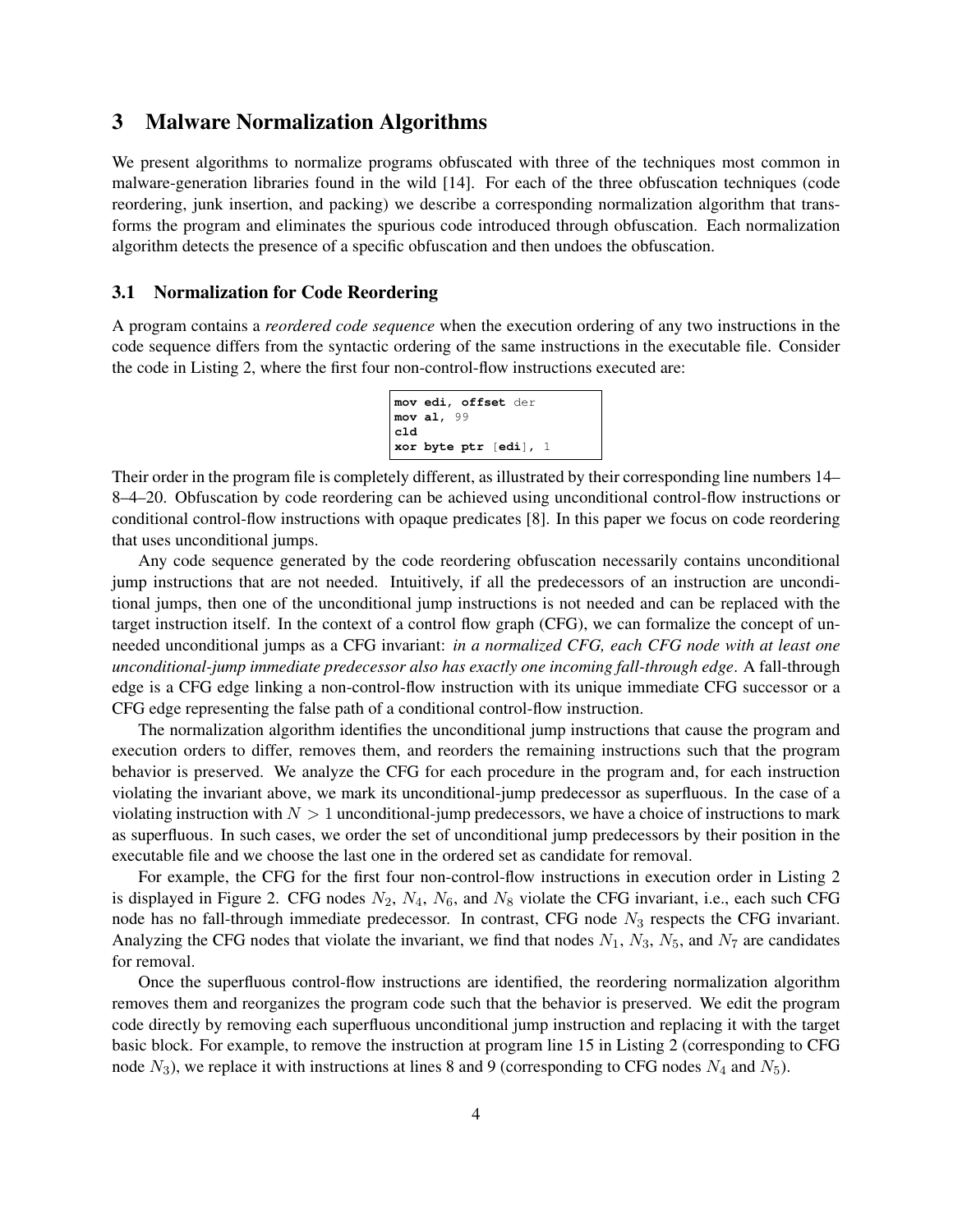## 3 Malware Normalization Algorithms

We present algorithms to normalize programs obfuscated with three of the techniques most common in malware-generation libraries found in the wild [14]. For each of the three obfuscation techniques (code reordering, junk insertion, and packing) we describe a corresponding normalization algorithm that transforms the program and eliminates the spurious code introduced through obfuscation. Each normalization algorithm detects the presence of a specific obfuscation and then undoes the obfuscation.

### 3.1 Normalization for Code Reordering

A program contains a *reordered code sequence* when the execution ordering of any two instructions in the code sequence differs from the syntactic ordering of the same instructions in the executable file. Consider the code in Listing 2, where the first four non-control-flow instructions executed are:

```
mov edi, offset der
mov al, 99
cld
xor byte ptr [edi], 1
```

Their order in the program file is completely different, as illustrated by their corresponding line numbers 14–8–4–20. Obfuscation by code reordering can be achieved using unconditional control-flow instructions or conditional control-flow instructions with opaque predicates [8]. In this paper we focus on code reordering that uses unconditional jumps.

Any code sequence generated by the code reordering obfuscation necessarily contains unconditional jump instructions that are not needed. Intuitively, if all the predecessors of an instruction are unconditional jumps, then one of the unconditional jump instructions is not needed and can be replaced with the target instruction itself. In the context of a control flow graph (CFG), we can formalize the concept of unneeded unconditional jumps as a CFG invariant: *in a normalized CFG, each CFG node with at least one unconditional-jump immediate predecessor also has exactly one incoming fall-through edge*. A fall-through edge is a CFG edge linking a non-control-flow instruction with its unique immediate CFG successor or a CFG edge representing the false path of a conditional control-flow instruction.

The normalization algorithm identifies the unconditional jump instructions that cause the program and execution orders to differ, removes them, and reorders the remaining instructions such that the program behavior is preserved. We analyze the CFG for each procedure in the program and, for each instruction violating the invariant above, we mark its unconditional-jump predecessor as superfluous. In the case of a violating instruction with $N > 1$ unconditional-jump predecessors, we have a choice of instructions to mark as superfluous. In such cases, we order the set of unconditional jump predecessors by their position in the executable file and we choose the last one in the ordered set as candidate for removal.

For example, the CFG for the first four non-control-flow instructions in execution order in Listing 2 is displayed in Figure 2. CFG nodes $N_2$, $N_4$, $N_6$, and $N_8$ violate the CFG invariant, i.e., each such CFG node has no fall-through immediate predecessor. In contrast, CFG node $N_3$ respects the CFG invariant. Analyzing the CFG nodes that violate the invariant, we find that nodes $N_1$, $N_3$, $N_5$, and $N_7$ are candidates for removal.

Once the superfluous control-flow instructions are identified, the reordering normalization algorithm removes them and reorganizes the program code such that the behavior is preserved. We edit the program code directly by removing each superfluous unconditional jump instruction and replacing it with the target basic block. For example, to remove the instruction at program line 15 in Listing 2 (corresponding to CFG node $N_3$), we replace it with instructions at lines 8 and 9 (corresponding to CFG nodes $N_4$ and $N_5$).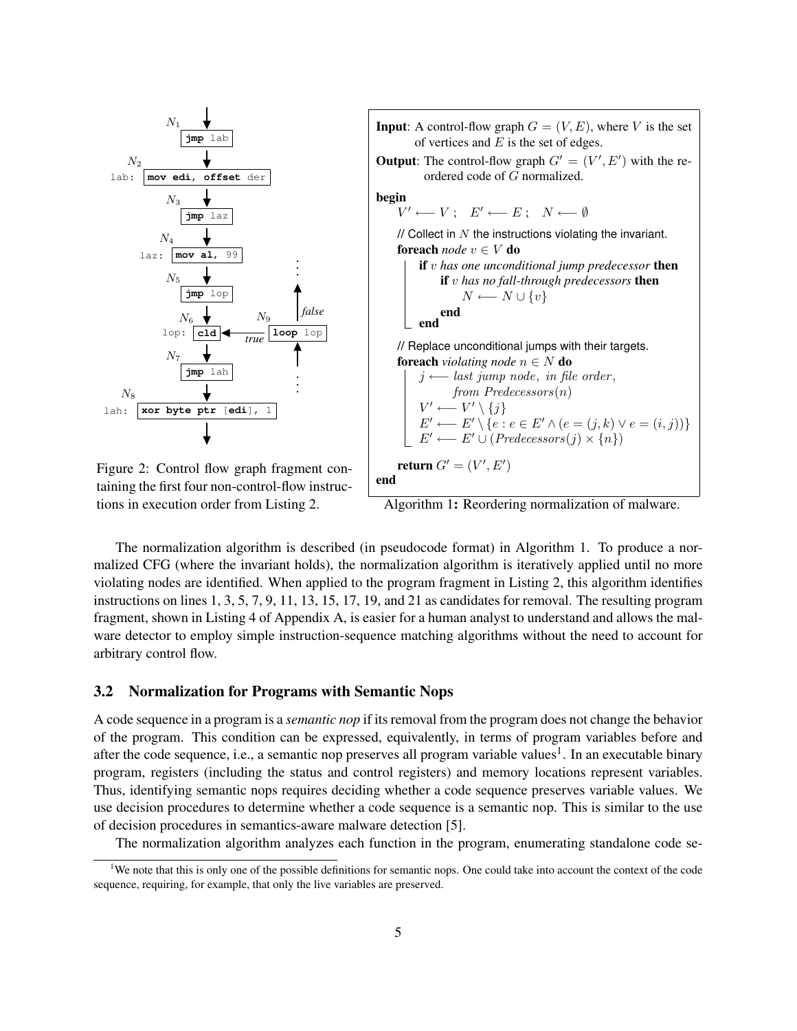```
N1        jmp lab
N2  lab:  mov edi, offset der
N3        jmp laz
N4  laz:  mov al, 99
N5        jmp lop
N6  lop:  cld   <--true-- N9: loop lop  (false --> ...)
N7        jmp lah
N8  lah:  xor byte ptr [edi], 1
```

Figure 2: Control flow graph fragment containing the first four non-control-flow instructions in execution order from Listing 2.

**Input**: A control-flow graph $G = (V, E)$, where $V$ is the set of vertices and $E$ is the set of edges.

**Output**: The control-flow graph $G' = (V', E')$ with the reordered code of $G$ normalized.

**begin**

$V' \longleftarrow V$ ; $E' \longleftarrow E$ ; $N \longleftarrow \emptyset$

// Collect in $N$ the instructions violating the invariant.

**foreach** *node* $v \in V$ **do**

  **if** $v$ *has one unconditional jump predecessor* **then**

    **if** $v$ *has no fall-through predecessors* **then**

      $N \longleftarrow N \cup \{v\}$

    **end**

  **end**

// Replace unconditional jumps with their targets.

**foreach** *violating node* $n \in N$ **do**

  $j \longleftarrow$ *last jump node, in file order, from Predecessors*$(n)$

  $V' \longleftarrow V' \setminus \{j\}$

  $E' \longleftarrow E' \setminus \{e : e \in E' \wedge (e = (j,k) \vee e = (i,j))\}$

  $E' \longleftarrow E' \cup (\mathit{Predecessors}(j) \times \{n\})$

**return** $G' = (V', E')$

**end**

Algorithm 1**:** Reordering normalization of malware.

The normalization algorithm is described (in pseudocode format) in Algorithm 1. To produce a normalized CFG (where the invariant holds), the normalization algorithm is iteratively applied until no more violating nodes are identified. When applied to the program fragment in Listing 2, this algorithm identifies instructions on lines 1, 3, 5, 7, 9, 11, 13, 15, 17, 19, and 21 as candidates for removal. The resulting program fragment, shown in Listing 4 of Appendix A, is easier for a human analyst to understand and allows the malware detector to employ simple instruction-sequence matching algorithms without the need to account for arbitrary control flow.

### 3.2 Normalization for Programs with Semantic Nops

A code sequence in a program is a *semantic nop* if its removal from the program does not change the behavior of the program. This condition can be expressed, equivalently, in terms of program variables before and after the code sequence, i.e., a semantic nop preserves all program variable values[1]. In an executable binary program, registers (including the status and control registers) and memory locations represent variables. Thus, identifying semantic nops requires deciding whether a code sequence preserves variable values. We use decision procedures to determine whether a code sequence is a semantic nop. This is similar to the use of decision procedures in semantics-aware malware detection [5].

The normalization algorithm analyzes each function in the program, enumerating standalone code se-

[1] We note that this is only one of the possible definitions for semantic nops. One could take into account the context of the code sequence, requiring, for example, that only the live variables are preserved.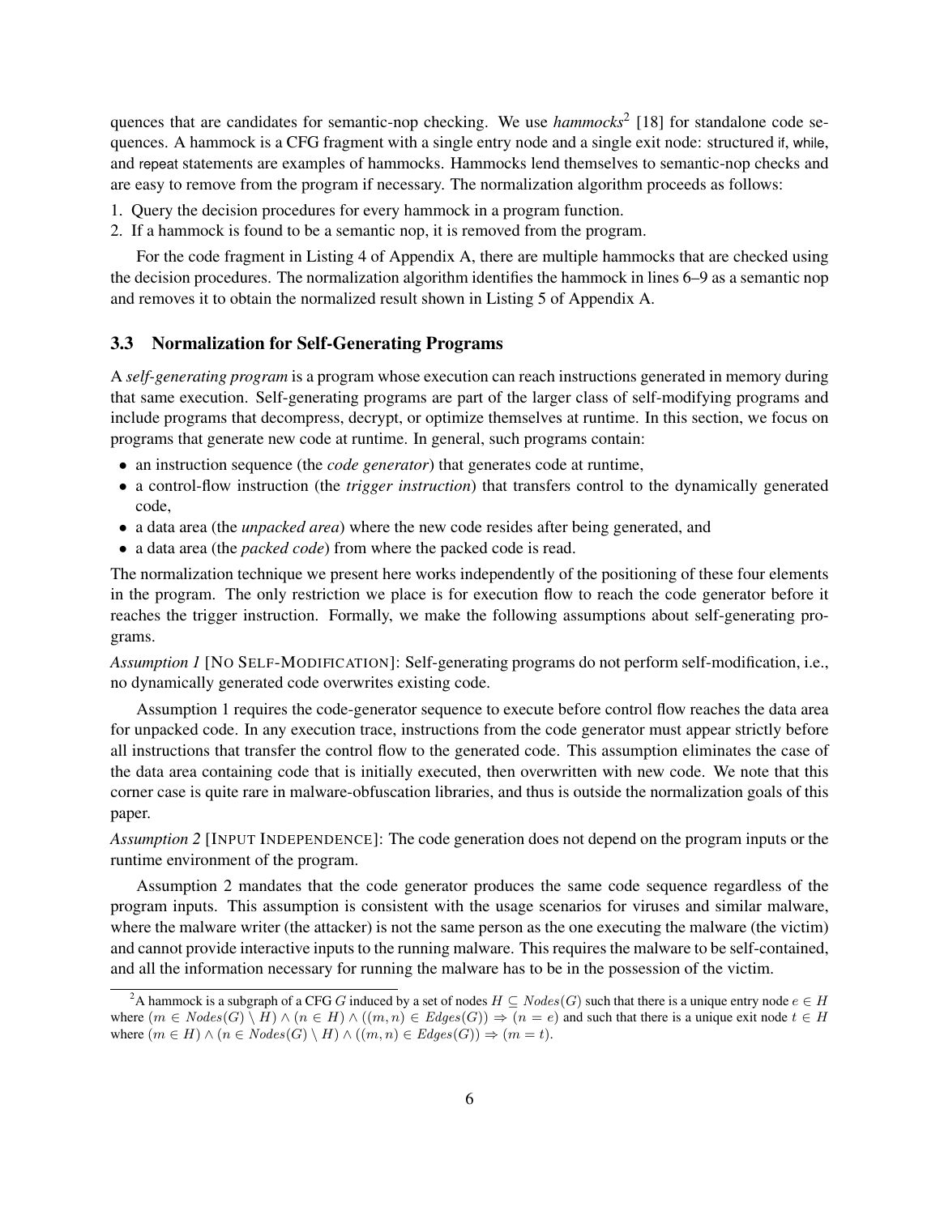quences that are candidates for semantic-nop checking. We use *hammocks*[2] [18] for standalone code sequences. A hammock is a CFG fragment with a single entry node and a single exit node: structured if, while, and repeat statements are examples of hammocks. Hammocks lend themselves to semantic-nop checks and are easy to remove from the program if necessary. The normalization algorithm proceeds as follows:

1. Query the decision procedures for every hammock in a program function.
2. If a hammock is found to be a semantic nop, it is removed from the program.

For the code fragment in Listing 4 of Appendix A, there are multiple hammocks that are checked using the decision procedures. The normalization algorithm identifies the hammock in lines 6–9 as a semantic nop and removes it to obtain the normalized result shown in Listing 5 of Appendix A.

### 3.3 Normalization for Self-Generating Programs

A *self-generating program* is a program whose execution can reach instructions generated in memory during that same execution. Self-generating programs are part of the larger class of self-modifying programs and include programs that decompress, decrypt, or optimize themselves at runtime. In this section, we focus on programs that generate new code at runtime. In general, such programs contain:

- an instruction sequence (the *code generator*) that generates code at runtime,
- a control-flow instruction (the *trigger instruction*) that transfers control to the dynamically generated code,
- a data area (the *unpacked area*) where the new code resides after being generated, and
- a data area (the *packed code*) from where the packed code is read.

The normalization technique we present here works independently of the positioning of these four elements in the program. The only restriction we place is for execution flow to reach the code generator before it reaches the trigger instruction. Formally, we make the following assumptions about self-generating programs.

*Assumption 1* [NO SELF-MODIFICATION]: Self-generating programs do not perform self-modification, i.e., no dynamically generated code overwrites existing code.

Assumption 1 requires the code-generator sequence to execute before control flow reaches the data area for unpacked code. In any execution trace, instructions from the code generator must appear strictly before all instructions that transfer the control flow to the generated code. This assumption eliminates the case of the data area containing code that is initially executed, then overwritten with new code. We note that this corner case is quite rare in malware-obfuscation libraries, and thus is outside the normalization goals of this paper.

*Assumption 2* [INPUT INDEPENDENCE]: The code generation does not depend on the program inputs or the runtime environment of the program.

Assumption 2 mandates that the code generator produces the same code sequence regardless of the program inputs. This assumption is consistent with the usage scenarios for viruses and similar malware, where the malware writer (the attacker) is not the same person as the one executing the malware (the victim) and cannot provide interactive inputs to the running malware. This requires the malware to be self-contained, and all the information necessary for running the malware has to be in the possession of the victim.

[2] A hammock is a subgraph of a CFG $G$ induced by a set of nodes $H \subseteq Nodes(G)$ such that there is a unique entry node $e \in H$ where $(m \in Nodes(G) \setminus H) \wedge (n \in H) \wedge ((m,n) \in Edges(G)) \Rightarrow (n = e)$ and such that there is a unique exit node $t \in H$ where $(m \in H) \wedge (n \in Nodes(G) \setminus H) \wedge ((m,n) \in Edges(G)) \Rightarrow (m = t)$.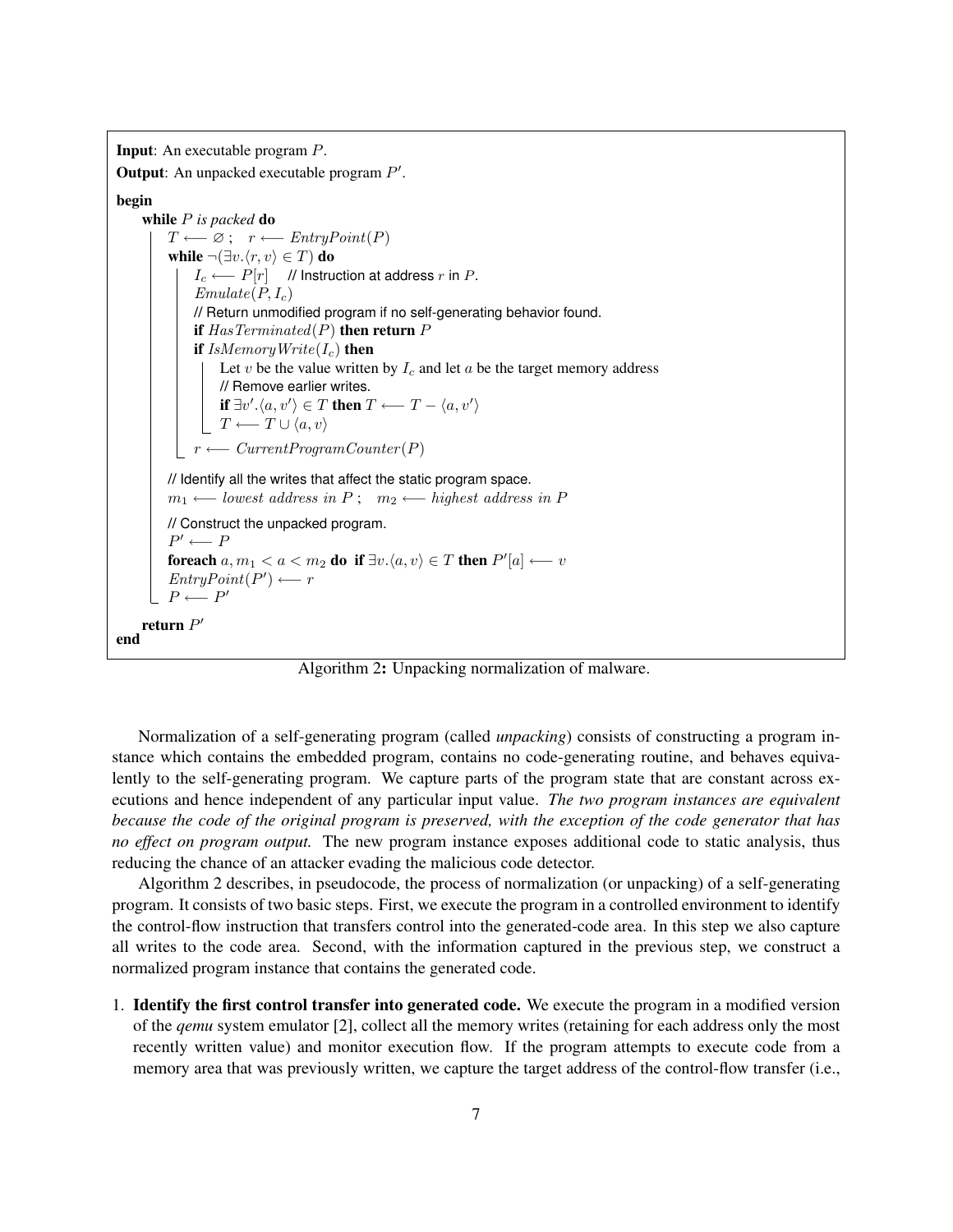```
Input: An executable program P.
Output: An unpacked executable program P'.

begin
    while P is packed do
        T ⟵ ∅ ;   r ⟵ EntryPoint(P)
        while ¬(∃v.⟨r, v⟩ ∈ T) do
            I_c ⟵ P[r]    // Instruction at address r in P.
            Emulate(P, I_c)
            // Return unmodified program if no self-generating behavior found.
            if HasTerminated(P) then return P
            if IsMemoryWrite(I_c) then
                Let v be the value written by I_c and let a be the target memory address
                // Remove earlier writes.
                if ∃v'.⟨a, v'⟩ ∈ T then T ⟵ T − ⟨a, v'⟩
                T ⟵ T ∪ ⟨a, v⟩
            r ⟵ CurrentProgramCounter(P)
        // Identify all the writes that affect the static program space.
        m_1 ⟵ lowest address in P ;   m_2 ⟵ highest address in P
        // Construct the unpacked program.
        P' ⟵ P
        foreach a, m_1 < a < m_2 do if ∃v.⟨a, v⟩ ∈ T then P'[a] ⟵ v
        EntryPoint(P') ⟵ r
        P ⟵ P'
    return P'
end
```

Algorithm 2: Unpacking normalization of malware.

Normalization of a self-generating program (called *unpacking*) consists of constructing a program instance which contains the embedded program, contains no code-generating routine, and behaves equivalently to the self-generating program. We capture parts of the program state that are constant across executions and hence independent of any particular input value. *The two program instances are equivalent because the code of the original program is preserved, with the exception of the code generator that has no effect on program output.* The new program instance exposes additional code to static analysis, thus reducing the chance of an attacker evading the malicious code detector.

Algorithm 2 describes, in pseudocode, the process of normalization (or unpacking) of a self-generating program. It consists of two basic steps. First, we execute the program in a controlled environment to identify the control-flow instruction that transfers control into the generated-code area. In this step we also capture all writes to the code area. Second, with the information captured in the previous step, we construct a normalized program instance that contains the generated code.

1. **Identify the first control transfer into generated code.** We execute the program in a modified version of the *qemu* system emulator [2], collect all the memory writes (retaining for each address only the most recently written value) and monitor execution flow. If the program attempts to execute code from a memory area that was previously written, we capture the target address of the control-flow transfer (i.e.,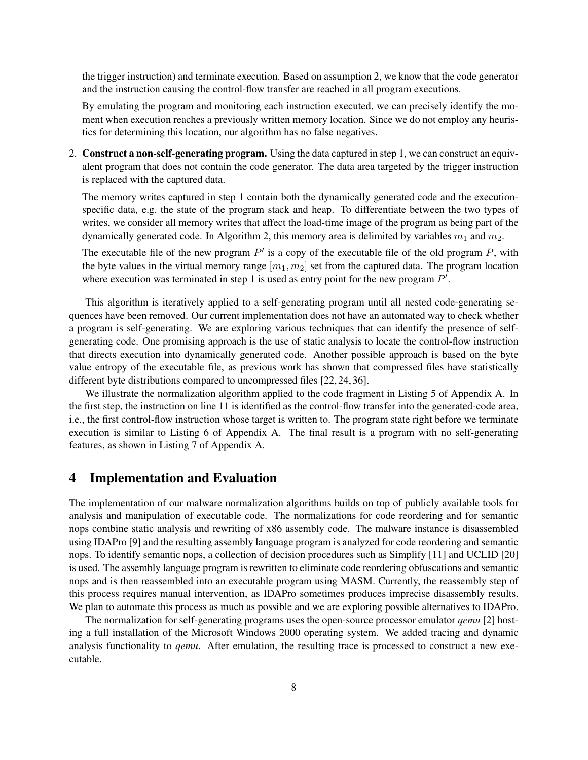the trigger instruction) and terminate execution. Based on assumption 2, we know that the code generator and the instruction causing the control-flow transfer are reached in all program executions.

By emulating the program and monitoring each instruction executed, we can precisely identify the moment when execution reaches a previously written memory location. Since we do not employ any heuristics for determining this location, our algorithm has no false negatives.

2. **Construct a non-self-generating program.** Using the data captured in step 1, we can construct an equivalent program that does not contain the code generator. The data area targeted by the trigger instruction is replaced with the captured data.

   The memory writes captured in step 1 contain both the dynamically generated code and the execution-specific data, e.g. the state of the program stack and heap. To differentiate between the two types of writes, we consider all memory writes that affect the load-time image of the program as being part of the dynamically generated code. In Algorithm 2, this memory area is delimited by variables $m_1$ and $m_2$.

   The executable file of the new program $P'$ is a copy of the executable file of the old program $P$, with the byte values in the virtual memory range $[m_1, m_2]$ set from the captured data. The program location where execution was terminated in step 1 is used as entry point for the new program $P'$.

This algorithm is iteratively applied to a self-generating program until all nested code-generating sequences have been removed. Our current implementation does not have an automated way to check whether a program is self-generating. We are exploring various techniques that can identify the presence of self-generating code. One promising approach is the use of static analysis to locate the control-flow instruction that directs execution into dynamically generated code. Another possible approach is based on the byte value entropy of the executable file, as previous work has shown that compressed files have statistically different byte distributions compared to uncompressed files [22, 24, 36].

We illustrate the normalization algorithm applied to the code fragment in Listing 5 of Appendix A. In the first step, the instruction on line 11 is identified as the control-flow transfer into the generated-code area, i.e., the first control-flow instruction whose target is written to. The program state right before we terminate execution is similar to Listing 6 of Appendix A. The final result is a program with no self-generating features, as shown in Listing 7 of Appendix A.

# 4 Implementation and Evaluation

The implementation of our malware normalization algorithms builds on top of publicly available tools for analysis and manipulation of executable code. The normalizations for code reordering and for semantic nops combine static analysis and rewriting of x86 assembly code. The malware instance is disassembled using IDAPro [9] and the resulting assembly language program is analyzed for code reordering and semantic nops. To identify semantic nops, a collection of decision procedures such as Simplify [11] and UCLID [20] is used. The assembly language program is rewritten to eliminate code reordering obfuscations and semantic nops and is then reassembled into an executable program using MASM. Currently, the reassembly step of this process requires manual intervention, as IDAPro sometimes produces imprecise disassembly results. We plan to automate this process as much as possible and we are exploring possible alternatives to IDAPro.

The normalization for self-generating programs uses the open-source processor emulator *qemu* [2] hosting a full installation of the Microsoft Windows 2000 operating system. We added tracing and dynamic analysis functionality to *qemu*. After emulation, the resulting trace is processed to construct a new executable.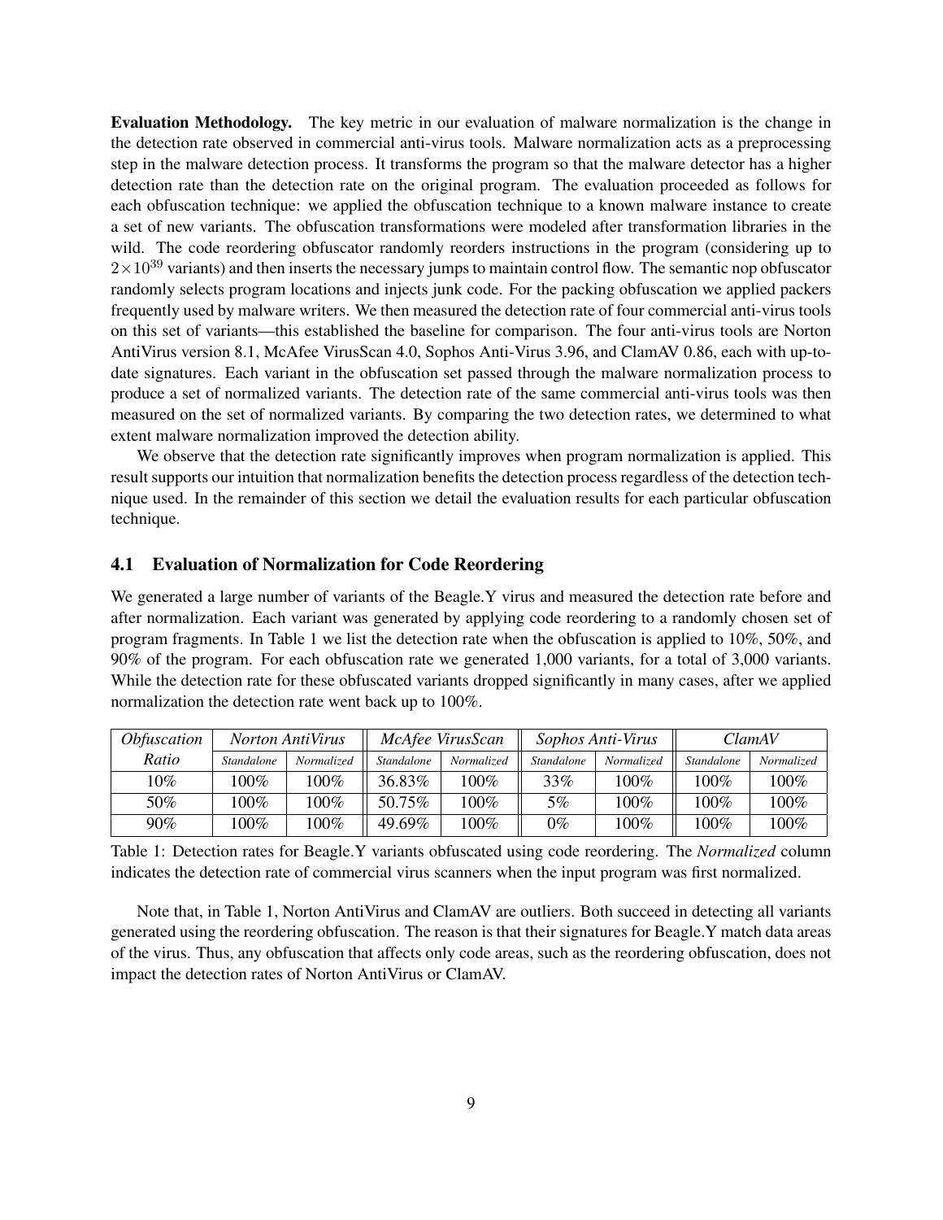**Evaluation Methodology.** The key metric in our evaluation of malware normalization is the change in the detection rate observed in commercial anti-virus tools. Malware normalization acts as a preprocessing step in the malware detection process. It transforms the program so that the malware detector has a higher detection rate than the detection rate on the original program. The evaluation proceeded as follows for each obfuscation technique: we applied the obfuscation technique to a known malware instance to create a set of new variants. The obfuscation transformations were modeled after transformation libraries in the wild. The code reordering obfuscator randomly reorders instructions in the program (considering up to $2 \times 10^{39}$ variants) and then inserts the necessary jumps to maintain control flow. The semantic nop obfuscator randomly selects program locations and injects junk code. For the packing obfuscation we applied packers frequently used by malware writers. We then measured the detection rate of four commercial anti-virus tools on this set of variants—this established the baseline for comparison. The four anti-virus tools are Norton AntiVirus version 8.1, McAfee VirusScan 4.0, Sophos Anti-Virus 3.96, and ClamAV 0.86, each with up-to-date signatures. Each variant in the obfuscation set passed through the malware normalization process to produce a set of normalized variants. The detection rate of the same commercial anti-virus tools was then measured on the set of normalized variants. By comparing the two detection rates, we determined to what extent malware normalization improved the detection ability.

We observe that the detection rate significantly improves when program normalization is applied. This result supports our intuition that normalization benefits the detection process regardless of the detection technique used. In the remainder of this section we detail the evaluation results for each particular obfuscation technique.

## 4.1 Evaluation of Normalization for Code Reordering

We generated a large number of variants of the Beagle.Y virus and measured the detection rate before and after normalization. Each variant was generated by applying code reordering to a randomly chosen set of program fragments. In Table 1 we list the detection rate when the obfuscation is applied to 10%, 50%, and 90% of the program. For each obfuscation rate we generated 1,000 variants, for a total of 3,000 variants. While the detection rate for these obfuscated variants dropped significantly in many cases, after we applied normalization the detection rate went back up to 100%.

| *Obfuscation Ratio* | *Norton AntiVirus* | | *McAfee VirusScan* | | *Sophos Anti-Virus* | | *ClamAV* | |
|---|---|---|---|---|---|---|---|---|
| | *Standalone* | *Normalized* | *Standalone* | *Normalized* | *Standalone* | *Normalized* | *Standalone* | *Normalized* |
| 10% | 100% | 100% | 36.83% | 100% | 33% | 100% | 100% | 100% |
| 50% | 100% | 100% | 50.75% | 100% | 5% | 100% | 100% | 100% |
| 90% | 100% | 100% | 49.69% | 100% | 0% | 100% | 100% | 100% |

Table 1: Detection rates for Beagle.Y variants obfuscated using code reordering. The *Normalized* column indicates the detection rate of commercial virus scanners when the input program was first normalized.

Note that, in Table 1, Norton AntiVirus and ClamAV are outliers. Both succeed in detecting all variants generated using the reordering obfuscation. The reason is that their signatures for Beagle.Y match data areas of the virus. Thus, any obfuscation that affects only code areas, such as the reordering obfuscation, does not impact the detection rates of Norton AntiVirus or ClamAV.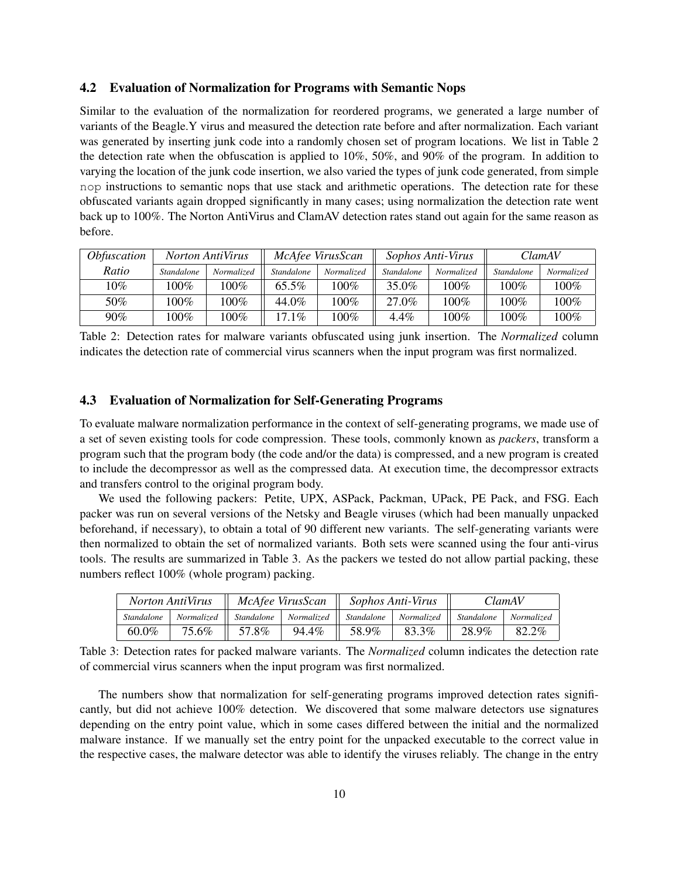### 4.2 Evaluation of Normalization for Programs with Semantic Nops

Similar to the evaluation of the normalization for reordered programs, we generated a large number of variants of the Beagle.Y virus and measured the detection rate before and after normalization. Each variant was generated by inserting junk code into a randomly chosen set of program locations. We list in Table 2 the detection rate when the obfuscation is applied to 10%, 50%, and 90% of the program. In addition to varying the location of the junk code insertion, we also varied the types of junk code generated, from simple `nop` instructions to semantic nops that use stack and arithmetic operations. The detection rate for these obfuscated variants again dropped significantly in many cases; using normalization the detection rate went back up to 100%. The Norton AntiVirus and ClamAV detection rates stand out again for the same reason as before.

| *Obfuscation Ratio* | *Norton AntiVirus* | | *McAfee VirusScan* | | *Sophos Anti-Virus* | | *ClamAV* | |
|---|---|---|---|---|---|---|---|---|
| | *Standalone* | *Normalized* | *Standalone* | *Normalized* | *Standalone* | *Normalized* | *Standalone* | *Normalized* |
| 10% | 100% | 100% | 65.5% | 100% | 35.0% | 100% | 100% | 100% |
| 50% | 100% | 100% | 44.0% | 100% | 27.0% | 100% | 100% | 100% |
| 90% | 100% | 100% | 17.1% | 100% | 4.4% | 100% | 100% | 100% |

Table 2: Detection rates for malware variants obfuscated using junk insertion. The *Normalized* column indicates the detection rate of commercial virus scanners when the input program was first normalized.

### 4.3 Evaluation of Normalization for Self-Generating Programs

To evaluate malware normalization performance in the context of self-generating programs, we made use of a set of seven existing tools for code compression. These tools, commonly known as *packers*, transform a program such that the program body (the code and/or the data) is compressed, and a new program is created to include the decompressor as well as the compressed data. At execution time, the decompressor extracts and transfers control to the original program body.

We used the following packers: Petite, UPX, ASPack, Packman, UPack, PE Pack, and FSG. Each packer was run on several versions of the Netsky and Beagle viruses (which had been manually unpacked beforehand, if necessary), to obtain a total of 90 different new variants. The self-generating variants were then normalized to obtain the set of normalized variants. Both sets were scanned using the four anti-virus tools. The results are summarized in Table 3. As the packers we tested do not allow partial packing, these numbers reflect 100% (whole program) packing.

| *Norton AntiVirus* | | *McAfee VirusScan* | | *Sophos Anti-Virus* | | *ClamAV* | |
|---|---|---|---|---|---|---|---|
| *Standalone* | *Normalized* | *Standalone* | *Normalized* | *Standalone* | *Normalized* | *Standalone* | *Normalized* |
| 60.0% | 75.6% | 57.8% | 94.4% | 58.9% | 83.3% | 28.9% | 82.2% |

Table 3: Detection rates for packed malware variants. The *Normalized* column indicates the detection rate of commercial virus scanners when the input program was first normalized.

The numbers show that normalization for self-generating programs improved detection rates significantly, but did not achieve 100% detection. We discovered that some malware detectors use signatures depending on the entry point value, which in some cases differed between the initial and the normalized malware instance. If we manually set the entry point for the unpacked executable to the correct value in the respective cases, the malware detector was able to identify the viruses reliably. The change in the entry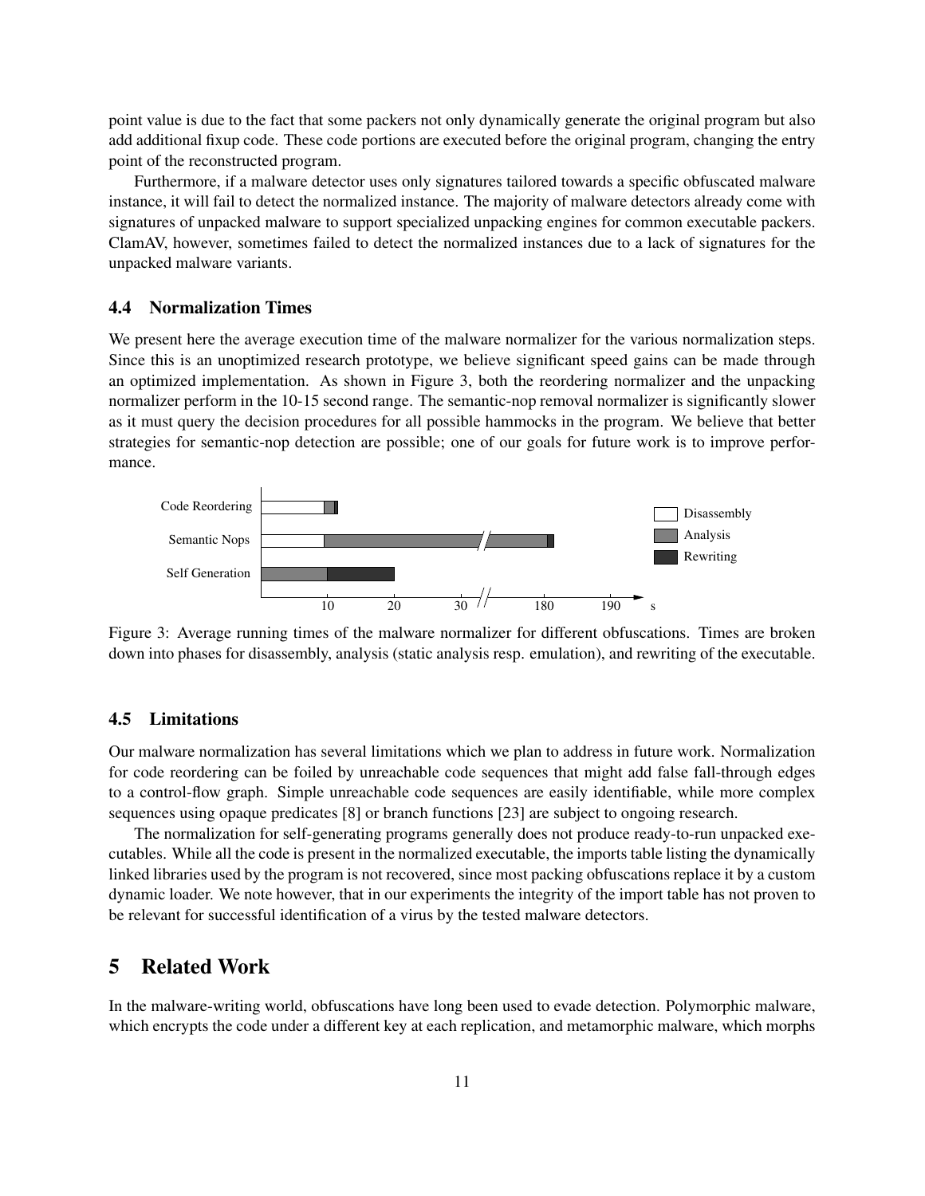point value is due to the fact that some packers not only dynamically generate the original program but also add additional fixup code. These code portions are executed before the original program, changing the entry point of the reconstructed program.

Furthermore, if a malware detector uses only signatures tailored towards a specific obfuscated malware instance, it will fail to detect the normalized instance. The majority of malware detectors already come with signatures of unpacked malware to support specialized unpacking engines for common executable packers. ClamAV, however, sometimes failed to detect the normalized instances due to a lack of signatures for the unpacked malware variants.

### 4.4 Normalization Times

We present here the average execution time of the malware normalizer for the various normalization steps. Since this is an unoptimized research prototype, we believe significant speed gains can be made through an optimized implementation. As shown in Figure 3, both the reordering normalizer and the unpacking normalizer perform in the 10-15 second range. The semantic-nop removal normalizer is significantly slower as it must query the decision procedures for all possible hammocks in the program. We believe that better strategies for semantic-nop detection are possible; one of our goals for future work is to improve performance.

Figure 3: Average running times of the malware normalizer for different obfuscations. Times are broken down into phases for disassembly, analysis (static analysis resp. emulation), and rewriting of the executable.

### 4.5 Limitations

Our malware normalization has several limitations which we plan to address in future work. Normalization for code reordering can be foiled by unreachable code sequences that might add false fall-through edges to a control-flow graph. Simple unreachable code sequences are easily identifiable, while more complex sequences using opaque predicates [8] or branch functions [23] are subject to ongoing research.

The normalization for self-generating programs generally does not produce ready-to-run unpacked executables. While all the code is present in the normalized executable, the imports table listing the dynamically linked libraries used by the program is not recovered, since most packing obfuscations replace it by a custom dynamic loader. We note however, that in our experiments the integrity of the import table has not proven to be relevant for successful identification of a virus by the tested malware detectors.

## 5 Related Work

In the malware-writing world, obfuscations have long been used to evade detection. Polymorphic malware, which encrypts the code under a different key at each replication, and metamorphic malware, which morphs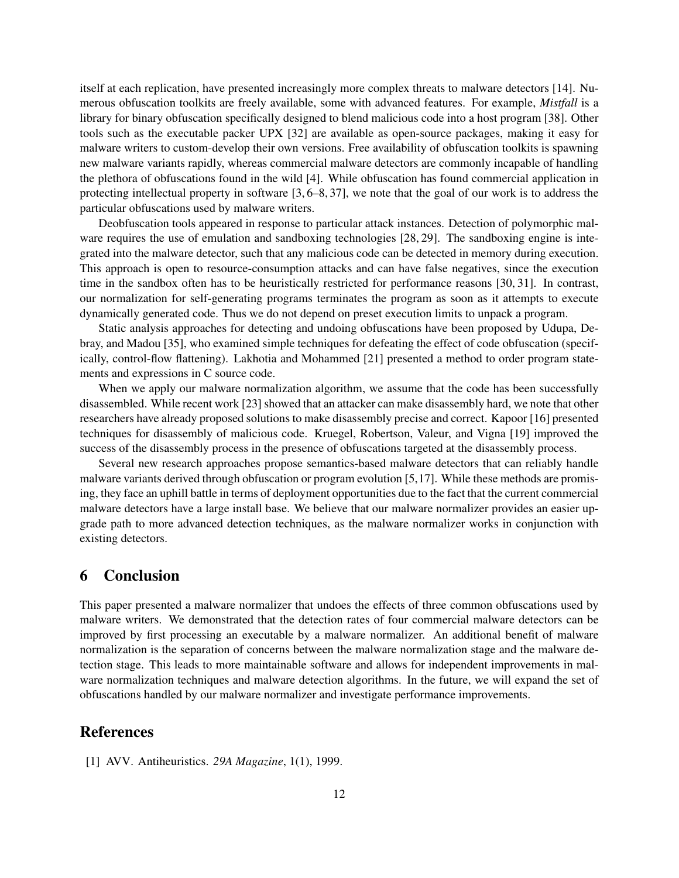itself at each replication, have presented increasingly more complex threats to malware detectors [14]. Numerous obfuscation toolkits are freely available, some with advanced features. For example, *Mistfall* is a library for binary obfuscation specifically designed to blend malicious code into a host program [38]. Other tools such as the executable packer UPX [32] are available as open-source packages, making it easy for malware writers to custom-develop their own versions. Free availability of obfuscation toolkits is spawning new malware variants rapidly, whereas commercial malware detectors are commonly incapable of handling the plethora of obfuscations found in the wild [4]. While obfuscation has found commercial application in protecting intellectual property in software [3, 6–8, 37], we note that the goal of our work is to address the particular obfuscations used by malware writers.

Deobfuscation tools appeared in response to particular attack instances. Detection of polymorphic malware requires the use of emulation and sandboxing technologies [28, 29]. The sandboxing engine is integrated into the malware detector, such that any malicious code can be detected in memory during execution. This approach is open to resource-consumption attacks and can have false negatives, since the execution time in the sandbox often has to be heuristically restricted for performance reasons [30, 31]. In contrast, our normalization for self-generating programs terminates the program as soon as it attempts to execute dynamically generated code. Thus we do not depend on preset execution limits to unpack a program.

Static analysis approaches for detecting and undoing obfuscations have been proposed by Udupa, Debray, and Madou [35], who examined simple techniques for defeating the effect of code obfuscation (specifically, control-flow flattening). Lakhotia and Mohammed [21] presented a method to order program statements and expressions in C source code.

When we apply our malware normalization algorithm, we assume that the code has been successfully disassembled. While recent work [23] showed that an attacker can make disassembly hard, we note that other researchers have already proposed solutions to make disassembly precise and correct. Kapoor [16] presented techniques for disassembly of malicious code. Kruegel, Robertson, Valeur, and Vigna [19] improved the success of the disassembly process in the presence of obfuscations targeted at the disassembly process.

Several new research approaches propose semantics-based malware detectors that can reliably handle malware variants derived through obfuscation or program evolution [5,17]. While these methods are promising, they face an uphill battle in terms of deployment opportunities due to the fact that the current commercial malware detectors have a large install base. We believe that our malware normalizer provides an easier upgrade path to more advanced detection techniques, as the malware normalizer works in conjunction with existing detectors.

## 6 Conclusion

This paper presented a malware normalizer that undoes the effects of three common obfuscations used by malware writers. We demonstrated that the detection rates of four commercial malware detectors can be improved by first processing an executable by a malware normalizer. An additional benefit of malware normalization is the separation of concerns between the malware normalization stage and the malware detection stage. This leads to more maintainable software and allows for independent improvements in malware normalization techniques and malware detection algorithms. In the future, we will expand the set of obfuscations handled by our malware normalizer and investigate performance improvements.

## References

[1] AVV. Antiheuristics. *29A Magazine*, 1(1), 1999.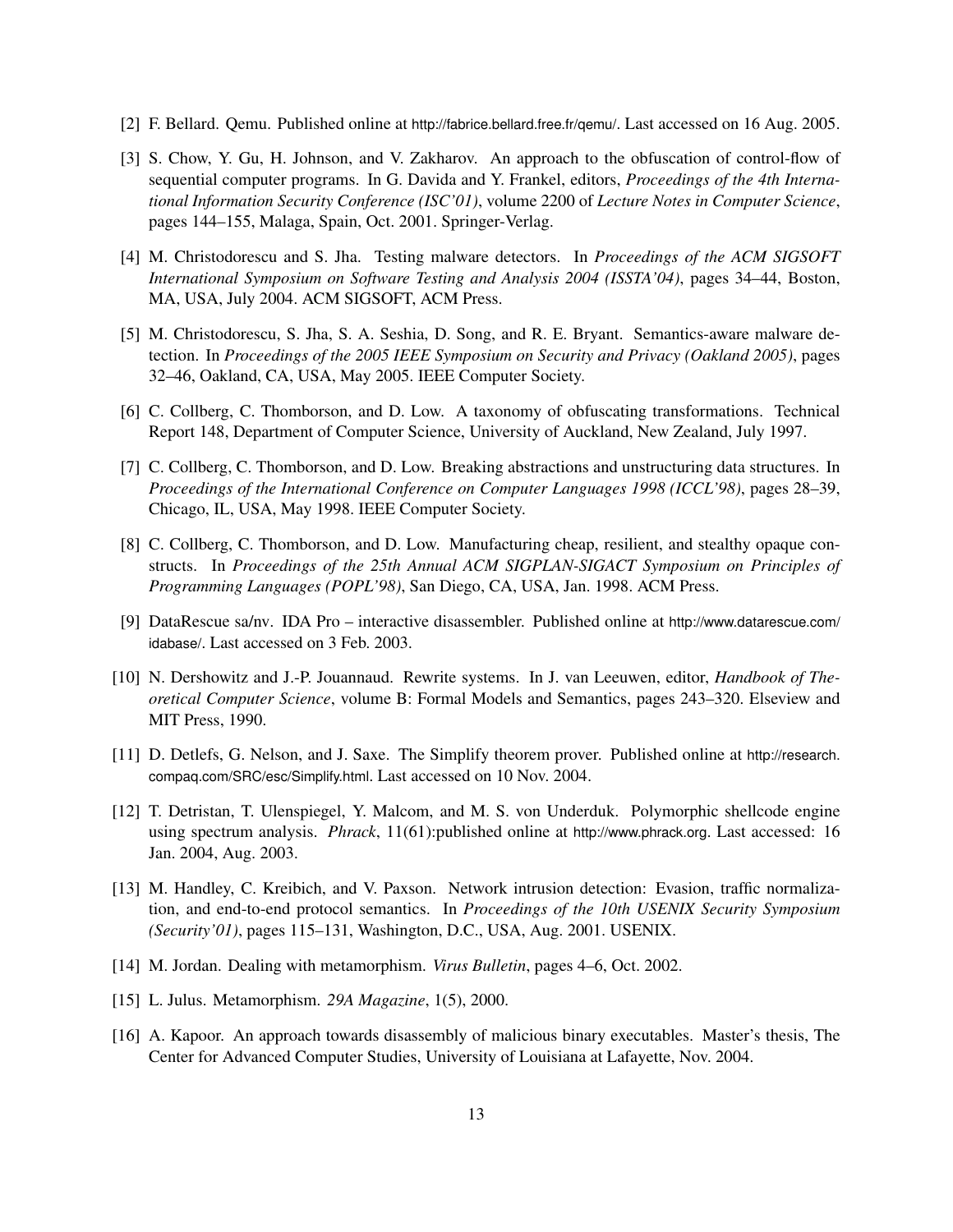[2] F. Bellard. Qemu. Published online at http://fabrice.bellard.free.fr/qemu/. Last accessed on 16 Aug. 2005.

[3] S. Chow, Y. Gu, H. Johnson, and V. Zakharov. An approach to the obfuscation of control-flow of sequential computer programs. In G. Davida and Y. Frankel, editors, *Proceedings of the 4th International Information Security Conference (ISC'01)*, volume 2200 of *Lecture Notes in Computer Science*, pages 144–155, Malaga, Spain, Oct. 2001. Springer-Verlag.

[4] M. Christodorescu and S. Jha. Testing malware detectors. In *Proceedings of the ACM SIGSOFT International Symposium on Software Testing and Analysis 2004 (ISSTA'04)*, pages 34–44, Boston, MA, USA, July 2004. ACM SIGSOFT, ACM Press.

[5] M. Christodorescu, S. Jha, S. A. Seshia, D. Song, and R. E. Bryant. Semantics-aware malware detection. In *Proceedings of the 2005 IEEE Symposium on Security and Privacy (Oakland 2005)*, pages 32–46, Oakland, CA, USA, May 2005. IEEE Computer Society.

[6] C. Collberg, C. Thomborson, and D. Low. A taxonomy of obfuscating transformations. Technical Report 148, Department of Computer Science, University of Auckland, New Zealand, July 1997.

[7] C. Collberg, C. Thomborson, and D. Low. Breaking abstractions and unstructuring data structures. In *Proceedings of the International Conference on Computer Languages 1998 (ICCL'98)*, pages 28–39, Chicago, IL, USA, May 1998. IEEE Computer Society.

[8] C. Collberg, C. Thomborson, and D. Low. Manufacturing cheap, resilient, and stealthy opaque constructs. In *Proceedings of the 25th Annual ACM SIGPLAN-SIGACT Symposium on Principles of Programming Languages (POPL'98)*, San Diego, CA, USA, Jan. 1998. ACM Press.

[9] DataRescue sa/nv. IDA Pro – interactive disassembler. Published online at http://www.datarescue.com/idabase/. Last accessed on 3 Feb. 2003.

[10] N. Dershowitz and J.-P. Jouannaud. Rewrite systems. In J. van Leeuwen, editor, *Handbook of Theoretical Computer Science*, volume B: Formal Models and Semantics, pages 243–320. Elseview and MIT Press, 1990.

[11] D. Detlefs, G. Nelson, and J. Saxe. The Simplify theorem prover. Published online at http://research.compaq.com/SRC/esc/Simplify.html. Last accessed on 10 Nov. 2004.

[12] T. Detristan, T. Ulenspiegel, Y. Malcom, and M. S. von Underduk. Polymorphic shellcode engine using spectrum analysis. *Phrack*, 11(61):published online at http://www.phrack.org. Last accessed: 16 Jan. 2004, Aug. 2003.

[13] M. Handley, C. Kreibich, and V. Paxson. Network intrusion detection: Evasion, traffic normalization, and end-to-end protocol semantics. In *Proceedings of the 10th USENIX Security Symposium (Security'01)*, pages 115–131, Washington, D.C., USA, Aug. 2001. USENIX.

[14] M. Jordan. Dealing with metamorphism. *Virus Bulletin*, pages 4–6, Oct. 2002.

[15] L. Julus. Metamorphism. *29A Magazine*, 1(5), 2000.

[16] A. Kapoor. An approach towards disassembly of malicious binary executables. Master's thesis, The Center for Advanced Computer Studies, University of Louisiana at Lafayette, Nov. 2004.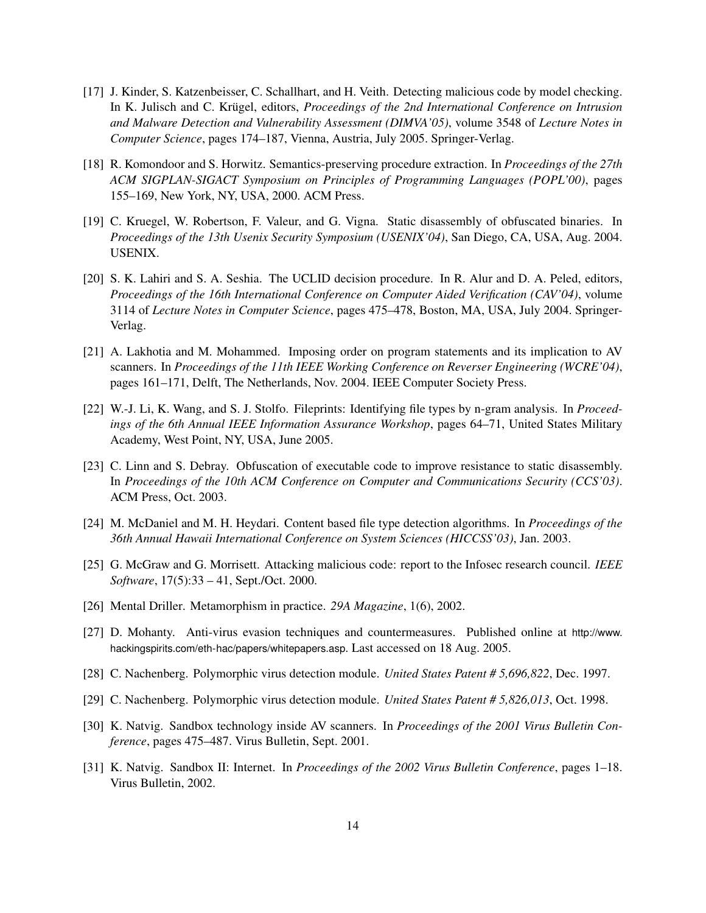[17] J. Kinder, S. Katzenbeisser, C. Schallhart, and H. Veith. Detecting malicious code by model checking. In K. Julisch and C. Krügel, editors, *Proceedings of the 2nd International Conference on Intrusion and Malware Detection and Vulnerability Assessment (DIMVA'05)*, volume 3548 of *Lecture Notes in Computer Science*, pages 174–187, Vienna, Austria, July 2005. Springer-Verlag.

[18] R. Komondoor and S. Horwitz. Semantics-preserving procedure extraction. In *Proceedings of the 27th ACM SIGPLAN-SIGACT Symposium on Principles of Programming Languages (POPL'00)*, pages 155–169, New York, NY, USA, 2000. ACM Press.

[19] C. Kruegel, W. Robertson, F. Valeur, and G. Vigna. Static disassembly of obfuscated binaries. In *Proceedings of the 13th Usenix Security Symposium (USENIX'04)*, San Diego, CA, USA, Aug. 2004. USENIX.

[20] S. K. Lahiri and S. A. Seshia. The UCLID decision procedure. In R. Alur and D. A. Peled, editors, *Proceedings of the 16th International Conference on Computer Aided Verification (CAV'04)*, volume 3114 of *Lecture Notes in Computer Science*, pages 475–478, Boston, MA, USA, July 2004. Springer-Verlag.

[21] A. Lakhotia and M. Mohammed. Imposing order on program statements and its implication to AV scanners. In *Proceedings of the 11th IEEE Working Conference on Reverser Engineering (WCRE'04)*, pages 161–171, Delft, The Netherlands, Nov. 2004. IEEE Computer Society Press.

[22] W.-J. Li, K. Wang, and S. J. Stolfo. Fileprints: Identifying file types by n-gram analysis. In *Proceedings of the 6th Annual IEEE Information Assurance Workshop*, pages 64–71, United States Military Academy, West Point, NY, USA, June 2005.

[23] C. Linn and S. Debray. Obfuscation of executable code to improve resistance to static disassembly. In *Proceedings of the 10th ACM Conference on Computer and Communications Security (CCS'03)*. ACM Press, Oct. 2003.

[24] M. McDaniel and M. H. Heydari. Content based file type detection algorithms. In *Proceedings of the 36th Annual Hawaii International Conference on System Sciences (HICCSS'03)*, Jan. 2003.

[25] G. McGraw and G. Morrisett. Attacking malicious code: report to the Infosec research council. *IEEE Software*, 17(5):33 – 41, Sept./Oct. 2000.

[26] Mental Driller. Metamorphism in practice. *29A Magazine*, 1(6), 2002.

[27] D. Mohanty. Anti-virus evasion techniques and countermeasures. Published online at http://www.hackingspirits.com/eth-hac/papers/whitepapers.asp. Last accessed on 18 Aug. 2005.

[28] C. Nachenberg. Polymorphic virus detection module. *United States Patent # 5,696,822*, Dec. 1997.

[29] C. Nachenberg. Polymorphic virus detection module. *United States Patent # 5,826,013*, Oct. 1998.

[30] K. Natvig. Sandbox technology inside AV scanners. In *Proceedings of the 2001 Virus Bulletin Conference*, pages 475–487. Virus Bulletin, Sept. 2001.

[31] K. Natvig. Sandbox II: Internet. In *Proceedings of the 2002 Virus Bulletin Conference*, pages 1–18. Virus Bulletin, 2002.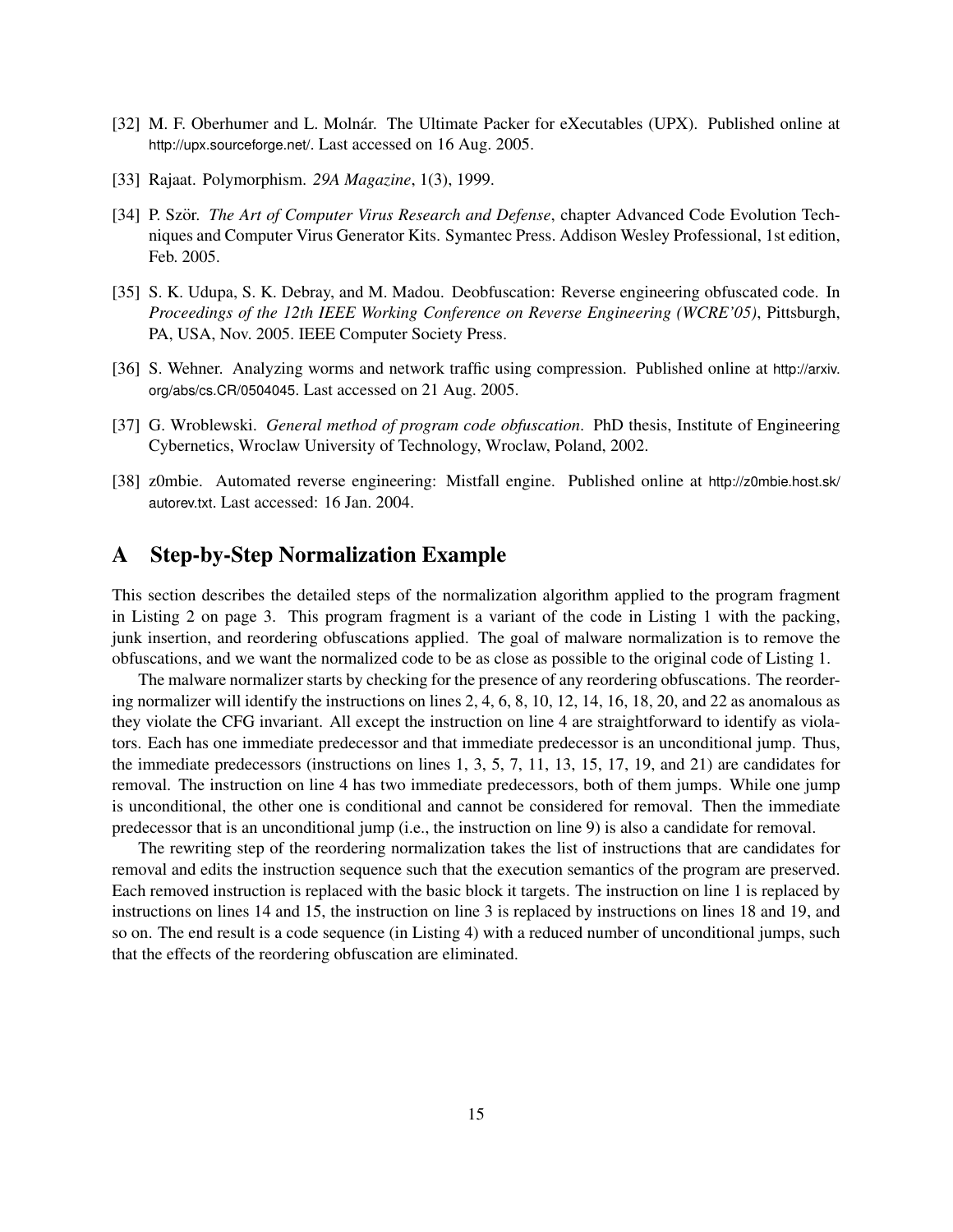[32] M. F. Oberhumer and L. Molnár. The Ultimate Packer for eXecutables (UPX). Published online at http://upx.sourceforge.net/. Last accessed on 16 Aug. 2005.

[33] Rajaat. Polymorphism. *29A Magazine*, 1(3), 1999.

[34] P. Ször. *The Art of Computer Virus Research and Defense*, chapter Advanced Code Evolution Techniques and Computer Virus Generator Kits. Symantec Press. Addison Wesley Professional, 1st edition, Feb. 2005.

[35] S. K. Udupa, S. K. Debray, and M. Madou. Deobfuscation: Reverse engineering obfuscated code. In *Proceedings of the 12th IEEE Working Conference on Reverse Engineering (WCRE'05)*, Pittsburgh, PA, USA, Nov. 2005. IEEE Computer Society Press.

[36] S. Wehner. Analyzing worms and network traffic using compression. Published online at http://arxiv.org/abs/cs.CR/0504045. Last accessed on 21 Aug. 2005.

[37] G. Wroblewski. *General method of program code obfuscation*. PhD thesis, Institute of Engineering Cybernetics, Wroclaw University of Technology, Wroclaw, Poland, 2002.

[38] z0mbie. Automated reverse engineering: Mistfall engine. Published online at http://z0mbie.host.sk/autorev.txt. Last accessed: 16 Jan. 2004.

# A Step-by-Step Normalization Example

This section describes the detailed steps of the normalization algorithm applied to the program fragment in Listing 2 on page 3. This program fragment is a variant of the code in Listing 1 with the packing, junk insertion, and reordering obfuscations applied. The goal of malware normalization is to remove the obfuscations, and we want the normalized code to be as close as possible to the original code of Listing 1.

The malware normalizer starts by checking for the presence of any reordering obfuscations. The reordering normalizer will identify the instructions on lines 2, 4, 6, 8, 10, 12, 14, 16, 18, 20, and 22 as anomalous as they violate the CFG invariant. All except the instruction on line 4 are straightforward to identify as violators. Each has one immediate predecessor and that immediate predecessor is an unconditional jump. Thus, the immediate predecessors (instructions on lines 1, 3, 5, 7, 11, 13, 15, 17, 19, and 21) are candidates for removal. The instruction on line 4 has two immediate predecessors, both of them jumps. While one jump is unconditional, the other one is conditional and cannot be considered for removal. Then the immediate predecessor that is an unconditional jump (i.e., the instruction on line 9) is also a candidate for removal.

The rewriting step of the reordering normalization takes the list of instructions that are candidates for removal and edits the instruction sequence such that the execution semantics of the program are preserved. Each removed instruction is replaced with the basic block it targets. The instruction on line 1 is replaced by instructions on lines 14 and 15, the instruction on line 3 is replaced by instructions on lines 18 and 19, and so on. The end result is a code sequence (in Listing 4) with a reduced number of unconditional jumps, such that the effects of the reordering obfuscation are eliminated.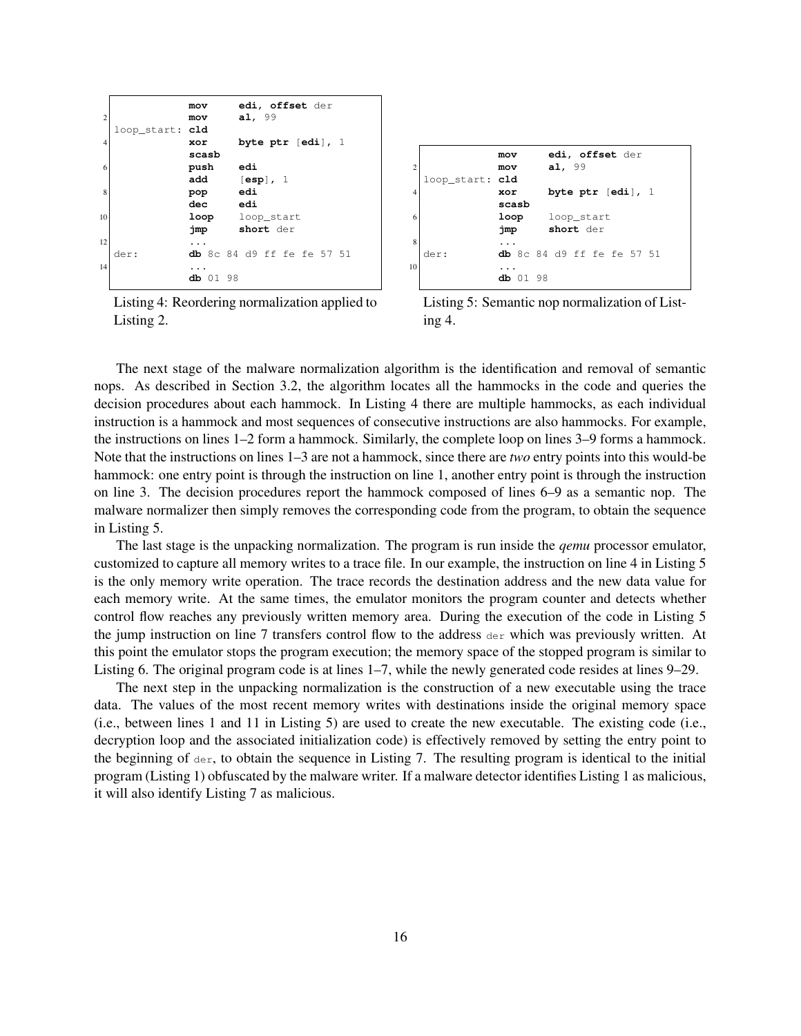```
            mov     edi, offset der
            mov     al, 99
loop_start: cld
            xor     byte ptr [edi], 1
            scasb
            push    edi
            add     [esp], 1
            pop     edi
            dec     edi
            loop    loop_start
            jmp     short der
            ...
der:        db 8c 84 d9 ff fe fe 57 51
            ...
            db 01 98
```

Listing 4: Reordering normalization applied to Listing 2.

```
            mov     edi, offset der
            mov     al, 99
loop_start: cld
            xor     byte ptr [edi], 1
            scasb
            loop    loop_start
            jmp     short der
            ...
der:        db 8c 84 d9 ff fe fe 57 51
            ...
            db 01 98
```

Listing 5: Semantic nop normalization of Listing 4.

The next stage of the malware normalization algorithm is the identification and removal of semantic nops. As described in Section 3.2, the algorithm locates all the hammocks in the code and queries the decision procedures about each hammock. In Listing 4 there are multiple hammocks, as each individual instruction is a hammock and most sequences of consecutive instructions are also hammocks. For example, the instructions on lines 1–2 form a hammock. Similarly, the complete loop on lines 3–9 forms a hammock. Note that the instructions on lines 1–3 are not a hammock, since there are *two* entry points into this would-be hammock: one entry point is through the instruction on line 1, another entry point is through the instruction on line 3. The decision procedures report the hammock composed of lines 6–9 as a semantic nop. The malware normalizer then simply removes the corresponding code from the program, to obtain the sequence in Listing 5.

The last stage is the unpacking normalization. The program is run inside the *qemu* processor emulator, customized to capture all memory writes to a trace file. In our example, the instruction on line 4 in Listing 5 is the only memory write operation. The trace records the destination address and the new data value for each memory write. At the same times, the emulator monitors the program counter and detects whether control flow reaches any previously written memory area. During the execution of the code in Listing 5 the jump instruction on line 7 transfers control flow to the address `der` which was previously written. At this point the emulator stops the program execution; the memory space of the stopped program is similar to Listing 6. The original program code is at lines 1–7, while the newly generated code resides at lines 9–29.

The next step in the unpacking normalization is the construction of a new executable using the trace data. The values of the most recent memory writes with destinations inside the original memory space (i.e., between lines 1 and 11 in Listing 5) are used to create the new executable. The existing code (i.e., decryption loop and the associated initialization code) is effectively removed by setting the entry point to the beginning of `der`, to obtain the sequence in Listing 7. The resulting program is identical to the initial program (Listing 1) obfuscated by the malware writer. If a malware detector identifies Listing 1 as malicious, it will also identify Listing 7 as malicious.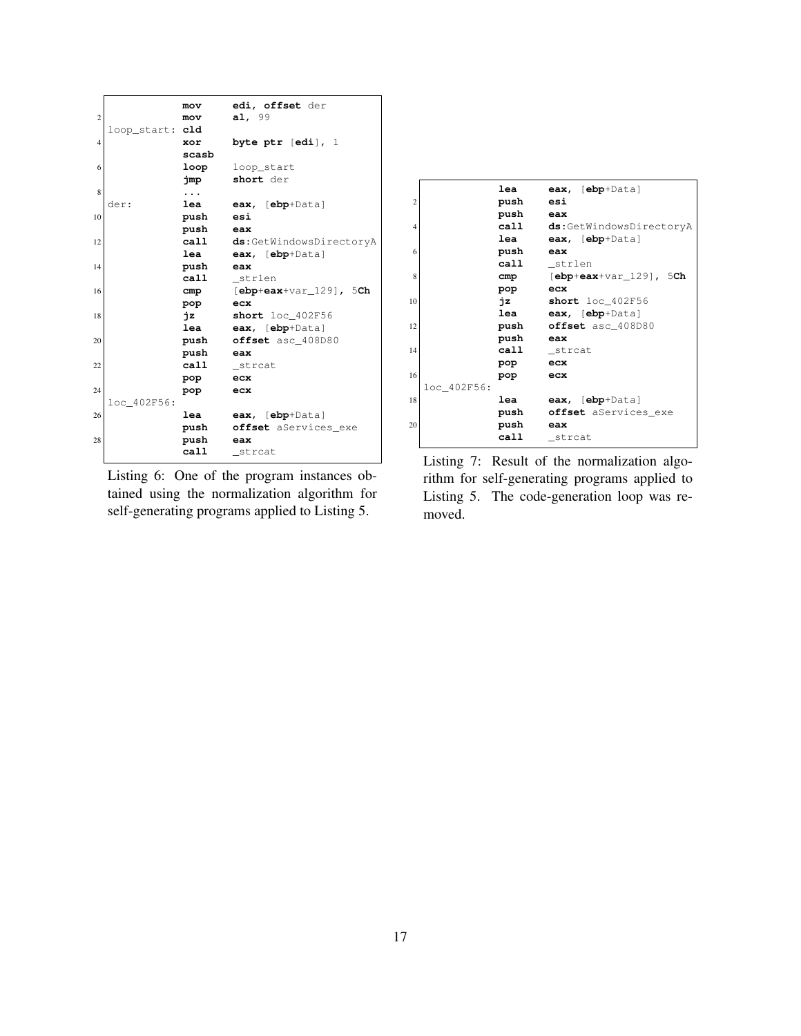```
              mov     edi, offset der
              mov     al, 99
loop_start:   cld
              xor     byte ptr [edi], 1
              scasb
              loop    loop_start
              jmp     short der
              ...
der:          lea     eax, [ebp+Data]
              push    esi
              push    eax
              call    ds:GetWindowsDirectoryA
              lea     eax, [ebp+Data]
              push    eax
              call    _strlen
              cmp     [ebp+eax+var_129], 5Ch
              pop     ecx
              jz      short loc_402F56
              lea     eax, [ebp+Data]
              push    offset asc_408D80
              push    eax
              call    _strcat
              pop     ecx
              pop     ecx
loc_402F56:
              lea     eax, [ebp+Data]
              push    offset aServices_exe
              push    eax
              call    _strcat
```

Listing 6: One of the program instances obtained using the normalization algorithm for self-generating programs applied to Listing 5.

```
              lea     eax, [ebp+Data]
              push    esi
              push    eax
              call    ds:GetWindowsDirectoryA
              lea     eax, [ebp+Data]
              push    eax
              call    _strlen
              cmp     [ebp+eax+var_129], 5Ch
              pop     ecx
              jz      short loc_402F56
              lea     eax, [ebp+Data]
              push    offset asc_408D80
              push    eax
              call    _strcat
              pop     ecx
              pop     ecx
loc_402F56:
              lea     eax, [ebp+Data]
              push    offset aServices_exe
              push    eax
              call    _strcat
```

Listing 7: Result of the normalization algorithm for self-generating programs applied to Listing 5. The code-generation loop was removed.